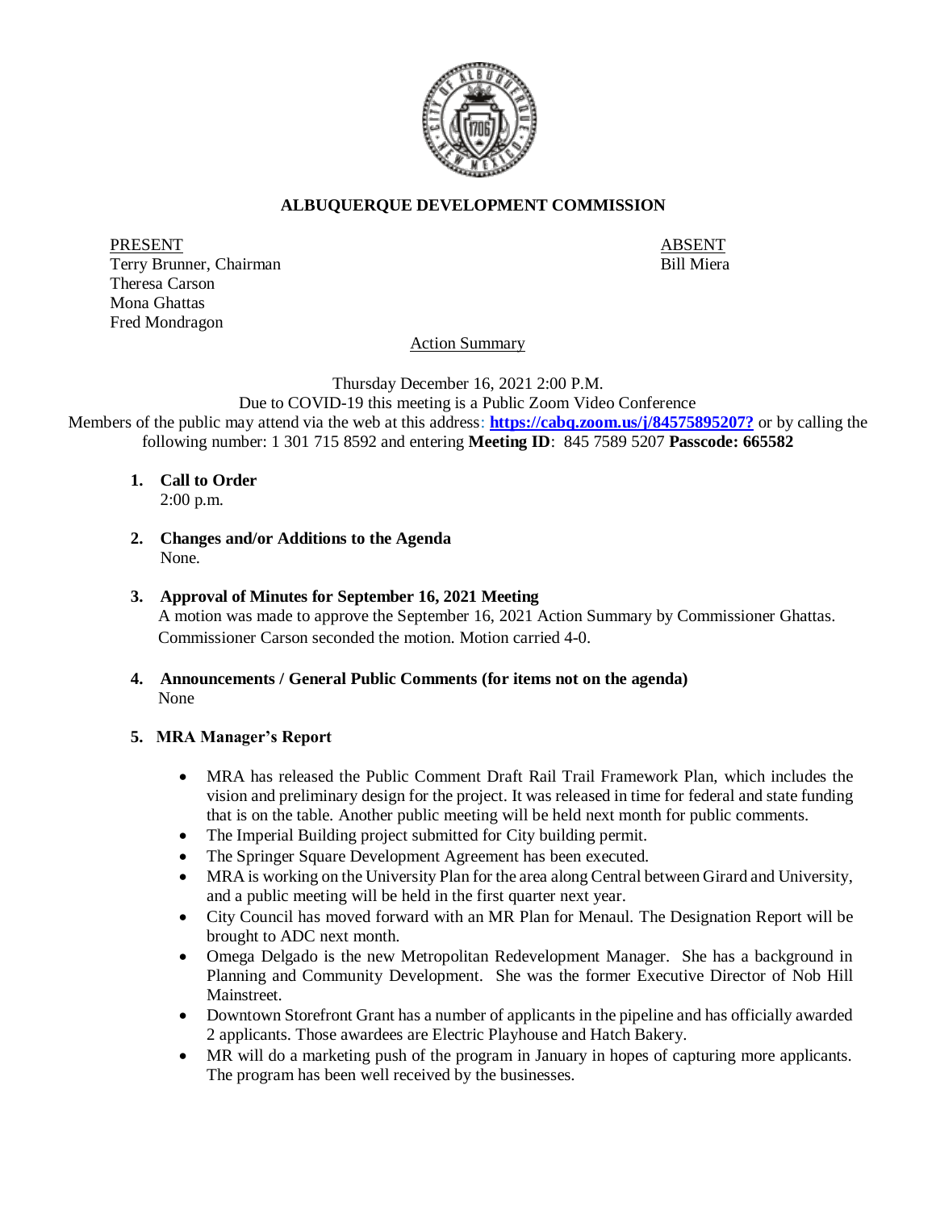# ALBUQUERQUE DEVELOPMENT COMMISSION

PRESENT
Terry Brunner, Chairman
Theresa Carson
Mona Ghattas
Fred Mondragon

ABSENT
Bill Miera

Action Summary

Thursday December 16, 2021 2:00 P.M.
Due to COVID-19 this meeting is a Public Zoom Video Conference
Members of the public may attend via the web at this address: **https://cabq.zoom.us/j/84575895207?** or by calling the following number: 1 301 715 8592 and entering **Meeting ID**: 845 7589 5207 **Passcode: 665582**

1. **Call to Order**
   2:00 p.m.

2. **Changes and/or Additions to the Agenda**
   None.

3. **Approval of Minutes for September 16, 2021 Meeting**
   A motion was made to approve the September 16, 2021 Action Summary by Commissioner Ghattas. Commissioner Carson seconded the motion. Motion carried 4-0.

4. **Announcements / General Public Comments (for items not on the agenda)**
   None

5. **MRA Manager's Report**

   - MRA has released the Public Comment Draft Rail Trail Framework Plan, which includes the vision and preliminary design for the project. It was released in time for federal and state funding that is on the table. Another public meeting will be held next month for public comments.
   - The Imperial Building project submitted for City building permit.
   - The Springer Square Development Agreement has been executed.
   - MRA is working on the University Plan for the area along Central between Girard and University, and a public meeting will be held in the first quarter next year.
   - City Council has moved forward with an MR Plan for Menaul. The Designation Report will be brought to ADC next month.
   - Omega Delgado is the new Metropolitan Redevelopment Manager. She has a background in Planning and Community Development. She was the former Executive Director of Nob Hill Mainstreet.
   - Downtown Storefront Grant has a number of applicants in the pipeline and has officially awarded 2 applicants. Those awardees are Electric Playhouse and Hatch Bakery.
   - MR will do a marketing push of the program in January in hopes of capturing more applicants. The program has been well received by the businesses.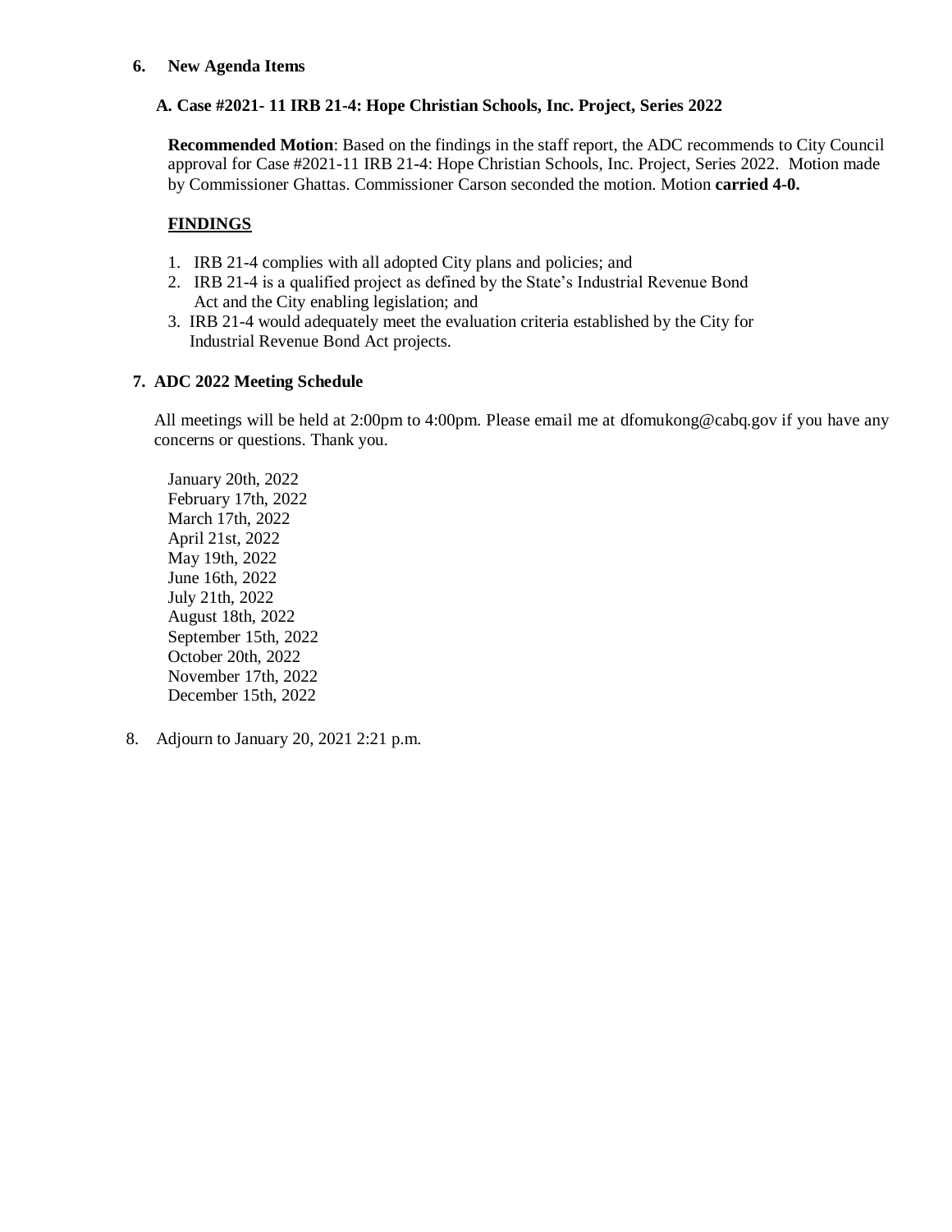## 6. New Agenda Items

### A. Case #2021- 11 IRB 21-4: Hope Christian Schools, Inc. Project, Series 2022

**Recommended Motion**: Based on the findings in the staff report, the ADC recommends to City Council approval for Case #2021-11 IRB 21-4: Hope Christian Schools, Inc. Project, Series 2022. Motion made by Commissioner Ghattas. Commissioner Carson seconded the motion. Motion **carried 4-0.**

**FINDINGS**

1. IRB 21-4 complies with all adopted City plans and policies; and
2. IRB 21-4 is a qualified project as defined by the State's Industrial Revenue Bond Act and the City enabling legislation; and
3. IRB 21-4 would adequately meet the evaluation criteria established by the City for Industrial Revenue Bond Act projects.

## 7. ADC 2022 Meeting Schedule

All meetings will be held at 2:00pm to 4:00pm. Please email me at dfomukong@cabq.gov if you have any concerns or questions. Thank you.

January 20th, 2022
February 17th, 2022
March 17th, 2022
April 21st, 2022
May 19th, 2022
June 16th, 2022
July 21th, 2022
August 18th, 2022
September 15th, 2022
October 20th, 2022
November 17th, 2022
December 15th, 2022

8. Adjourn to January 20, 2021 2:21 p.m.